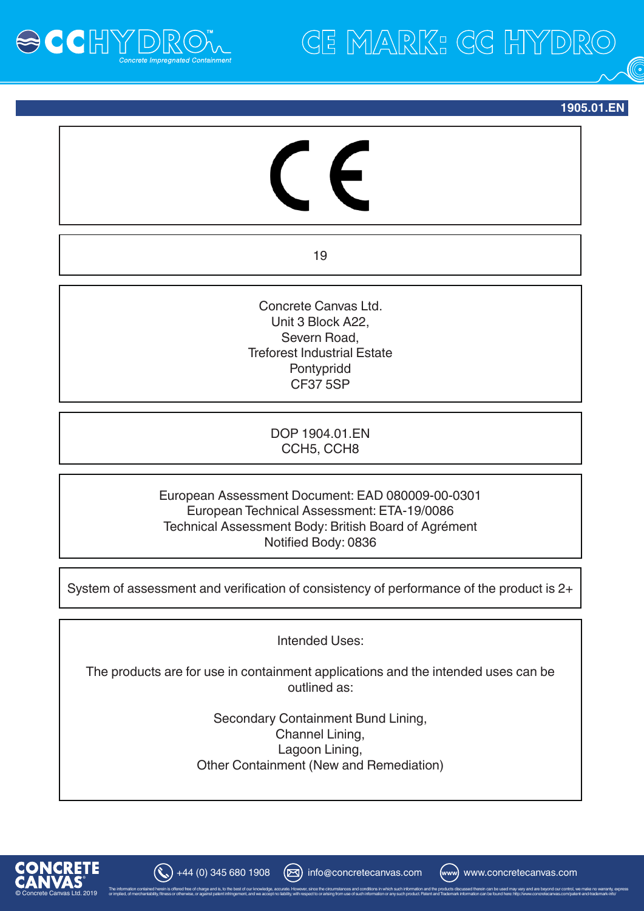# CE MARK: CC HYDRO

1905.01.EN

CE

19

Concrete Canvas Ltd.
Unit 3 Block A22,
Severn Road,
Treforest Industrial Estate
Pontypridd
CF37 5SP

DOP 1904.01.EN
CCH5, CCH8

European Assessment Document: EAD 080009-00-0301
European Technical Assessment: ETA-19/0086
Technical Assessment Body: British Board of Agrément
Notified Body: 0836

System of assessment and verification of consistency of performance of the product is 2+

Intended Uses:

The products are for use in containment applications and the intended uses can be outlined as:

Secondary Containment Bund Lining,
Channel Lining,
Lagoon Lining,
Other Containment (New and Remediation)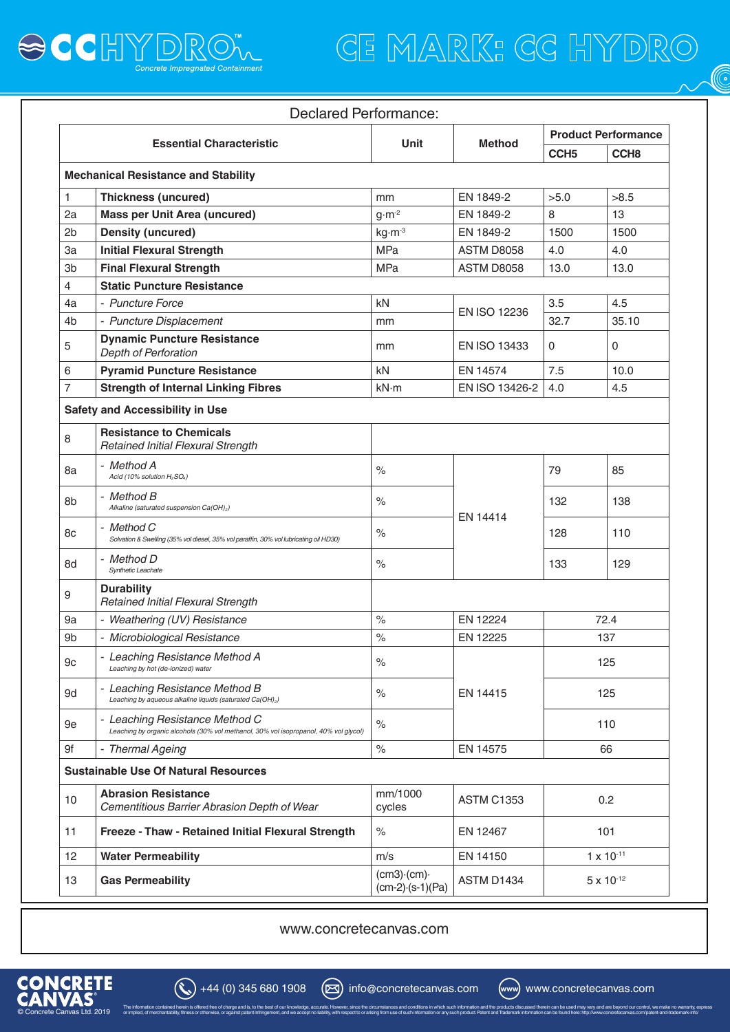# CE MARK: CC HYDRO

CC HYDRO™ Concrete Impregnated Containment

## Declared Performance:

| Essential Characteristic | | Unit | Method | Product Performance | |
|---|---|---|---|---|---|
| | | | | CCH5 | CCH8 |
| **Mechanical Resistance and Stability** | | | | | |
| 1 | **Thickness (uncured)** | mm | EN 1849-2 | >5.0 | >8.5 |
| 2a | **Mass per Unit Area (uncured)** | $g \cdot m^{-2}$ | EN 1849-2 | 8 | 13 |
| 2b | **Density (uncured)** | $kg \cdot m^{-3}$ | EN 1849-2 | 1500 | 1500 |
| 3a | **Initial Flexural Strength** | MPa | ASTM D8058 | 4.0 | 4.0 |
| 3b | **Final Flexural Strength** | MPa | ASTM D8058 | 13.0 | 13.0 |
| 4 | **Static Puncture Resistance** | | | | |
| 4a | - *Puncture Force* | kN | EN ISO 12236 | 3.5 | 4.5 |
| 4b | - *Puncture Displacement* | mm | EN ISO 12236 | 32.7 | 35.10 |
| 5 | **Dynamic Puncture Resistance** *Depth of Perforation* | mm | EN ISO 13433 | 0 | 0 |
| 6 | **Pyramid Puncture Resistance** | kN | EN 14574 | 7.5 | 10.0 |
| 7 | **Strength of Internal Linking Fibres** | kN·m | EN ISO 13426-2 | 4.0 | 4.5 |
| **Safety and Accessibility in Use** | | | | | |
| 8 | **Resistance to Chemicals** *Retained Initial Flexural Strength* | | | | |
| 8a | - *Method A* Acid (10% solution $H_2SO_4$) | % | EN 14414 | 79 | 85 |
| 8b | - *Method B* Alkaline (saturated suspension $Ca(OH)_2$) | % | EN 14414 | 132 | 138 |
| 8c | - *Method C* Solvation & Swelling (35% vol diesel, 35% vol paraffin, 30% vol lubricating oil HD30) | % | EN 14414 | 128 | 110 |
| 8d | - *Method D* Synthetic Leachate | % | EN 14414 | 133 | 129 |
| 9 | **Durability** *Retained Initial Flexural Strength* | | | | |
| 9a | - *Weathering (UV) Resistance* | % | EN 12224 | 72.4 | |
| 9b | - *Microbiological Resistance* | % | EN 12225 | 137 | |
| 9c | - *Leaching Resistance Method A* Leaching by hot (de-ionized) water | % | EN 14415 | 125 | |
| 9d | - *Leaching Resistance Method B* Leaching by aqueous alkaline liquids (saturated $Ca(OH)_2$) | % | EN 14415 | 125 | |
| 9e | - *Leaching Resistance Method C* Leaching by organic alcohols (30% vol methanol, 30% vol isopropanol, 40% vol glycol) | % | EN 14415 | 110 | |
| 9f | - *Thermal Ageing* | % | EN 14575 | 66 | |
| **Sustainable Use Of Natural Resources** | | | | | |
| 10 | **Abrasion Resistance** *Cementitious Barrier Abrasion Depth of Wear* | mm/1000 cycles | ASTM C1353 | 0.2 | |
| 11 | **Freeze - Thaw - Retained Initial Flexural Strength** | % | EN 12467 | 101 | |
| 12 | **Water Permeability** | m/s | EN 14150 | $1 \times 10^{-11}$ | |
| 13 | **Gas Permeability** | (cm3)·(cm)·(cm-2)·(s-1)(Pa) | ASTM D1434 | $5 \times 10^{-12}$ | |

www.concretecanvas.com

CONCRETE CANVAS® © Concrete Canvas Ltd. 2019

+44 (0) 345 680 1908 info@concretecanvas.com www.concretecanvas.com

The information contained herein is offered free of charge and is, to the best of our knowledge, accurate. However, since the circumstances and conditions in which such information and the products discussed therein can be used may vary and are beyond our control, we make no warranty, express or implied, of merchantability, fitness or otherwise, or against patent infringement, and we accept no liability, with respect to or arising from use of such information or any such product. Patent and Trademark information can be found here: http://www.concretecanvas.com/patent-and-trademark-info/